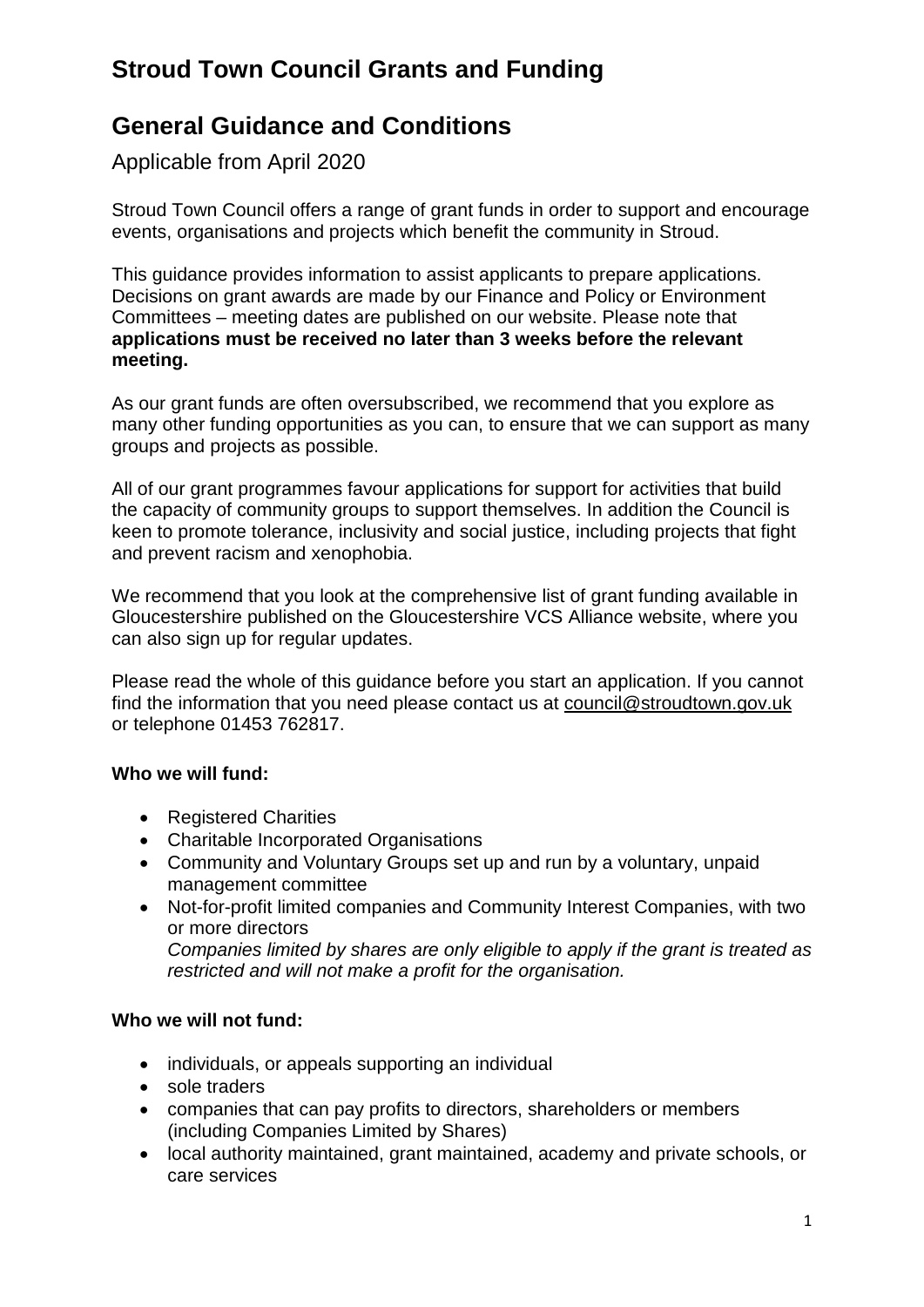# Stroud Town Council Grants and Funding

# General Guidance and Conditions

Applicable from April 2020

Stroud Town Council offers a range of grant funds in order to support and encourage events, organisations and projects which benefit the community in Stroud.

This guidance provides information to assist applicants to prepare applications. Decisions on grant awards are made by our Finance and Policy or Environment Committees – meeting dates are published on our website. Please note that **applications must be received no later than 3 weeks before the relevant meeting.**

As our grant funds are often oversubscribed, we recommend that you explore as many other funding opportunities as you can, to ensure that we can support as many groups and projects as possible.

All of our grant programmes favour applications for support for activities that build the capacity of community groups to support themselves. In addition the Council is keen to promote tolerance, inclusivity and social justice, including projects that fight and prevent racism and xenophobia.

We recommend that you look at the comprehensive list of grant funding available in Gloucestershire published on the Gloucestershire VCS Alliance website, where you can also sign up for regular updates.

Please read the whole of this guidance before you start an application. If you cannot find the information that you need please contact us at council@stroudtown.gov.uk or telephone 01453 762817.

**Who we will fund:**

- Registered Charities
- Charitable Incorporated Organisations
- Community and Voluntary Groups set up and run by a voluntary, unpaid management committee
- Not-for-profit limited companies and Community Interest Companies, with two or more directors
  *Companies limited by shares are only eligible to apply if the grant is treated as restricted and will not make a profit for the organisation.*

**Who we will not fund:**

- individuals, or appeals supporting an individual
- sole traders
- companies that can pay profits to directors, shareholders or members (including Companies Limited by Shares)
- local authority maintained, grant maintained, academy and private schools, or care services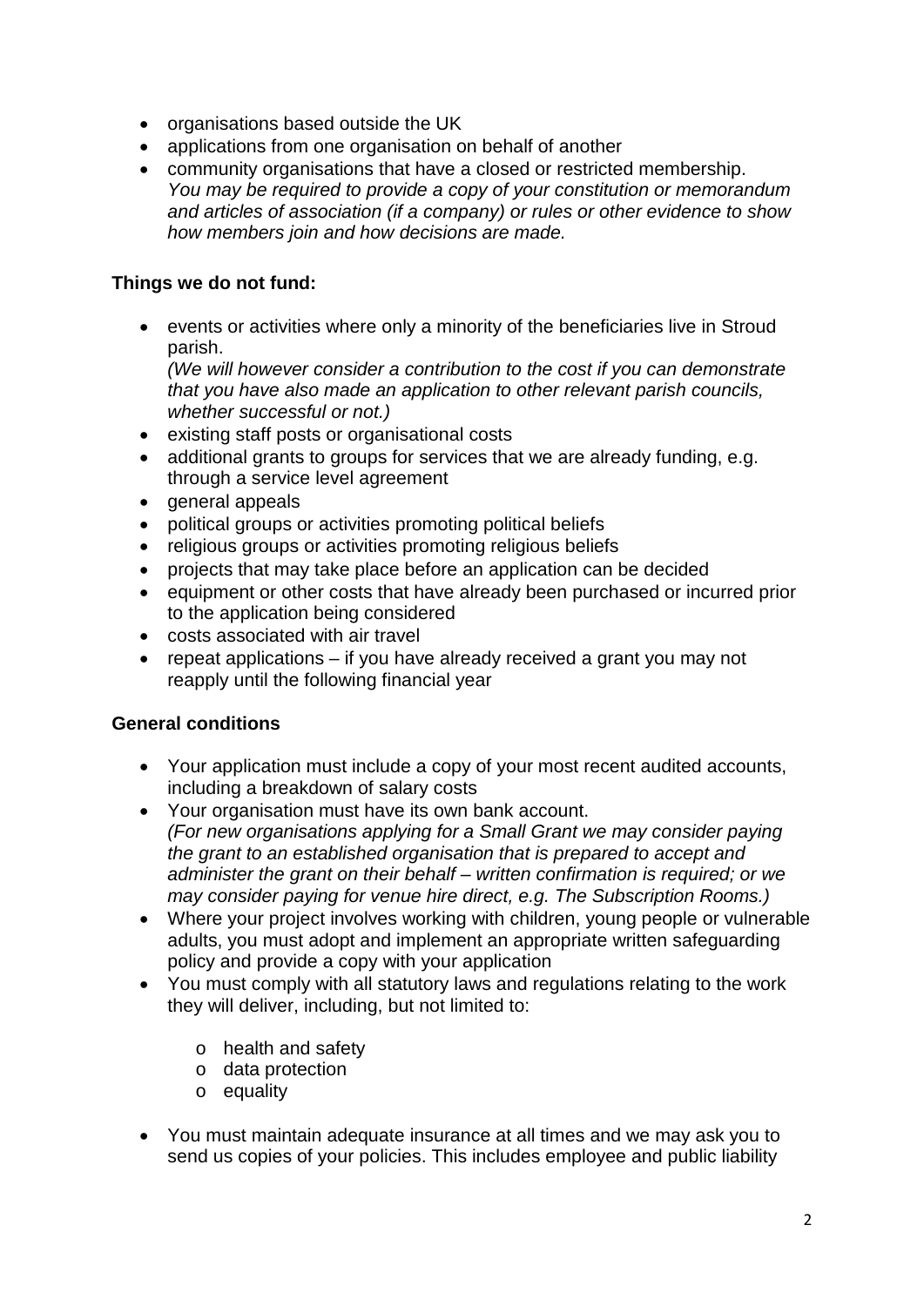- organisations based outside the UK
- applications from one organisation on behalf of another
- community organisations that have a closed or restricted membership.
  *You may be required to provide a copy of your constitution or memorandum and articles of association (if a company) or rules or other evidence to show how members join and how decisions are made.*

**Things we do not fund:**

- events or activities where only a minority of the beneficiaries live in Stroud parish.
  *(We will however consider a contribution to the cost if you can demonstrate that you have also made an application to other relevant parish councils, whether successful or not.)*
- existing staff posts or organisational costs
- additional grants to groups for services that we are already funding, e.g. through a service level agreement
- general appeals
- political groups or activities promoting political beliefs
- religious groups or activities promoting religious beliefs
- projects that may take place before an application can be decided
- equipment or other costs that have already been purchased or incurred prior to the application being considered
- costs associated with air travel
- repeat applications – if you have already received a grant you may not reapply until the following financial year

**General conditions**

- Your application must include a copy of your most recent audited accounts, including a breakdown of salary costs
- Your organisation must have its own bank account.
  *(For new organisations applying for a Small Grant we may consider paying the grant to an established organisation that is prepared to accept and administer the grant on their behalf – written confirmation is required; or we may consider paying for venue hire direct, e.g. The Subscription Rooms.)*
- Where your project involves working with children, young people or vulnerable adults, you must adopt and implement an appropriate written safeguarding policy and provide a copy with your application
- You must comply with all statutory laws and regulations relating to the work they will deliver, including, but not limited to:
  - health and safety
  - data protection
  - equality
- You must maintain adequate insurance at all times and we may ask you to send us copies of your policies. This includes employee and public liability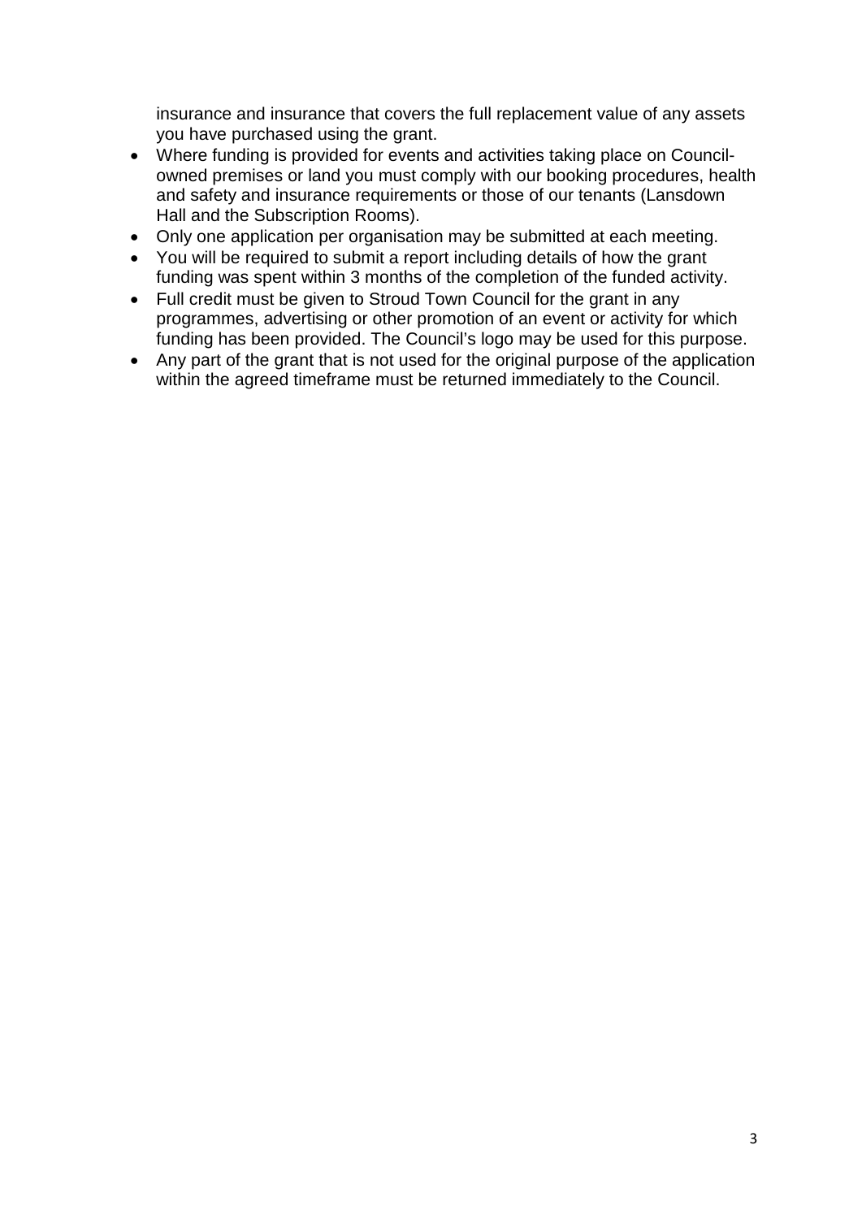insurance and insurance that covers the full replacement value of any assets you have purchased using the grant.

- Where funding is provided for events and activities taking place on Council-owned premises or land you must comply with our booking procedures, health and safety and insurance requirements or those of our tenants (Lansdown Hall and the Subscription Rooms).
- Only one application per organisation may be submitted at each meeting.
- You will be required to submit a report including details of how the grant funding was spent within 3 months of the completion of the funded activity.
- Full credit must be given to Stroud Town Council for the grant in any programmes, advertising or other promotion of an event or activity for which funding has been provided. The Council's logo may be used for this purpose.
- Any part of the grant that is not used for the original purpose of the application within the agreed timeframe must be returned immediately to the Council.